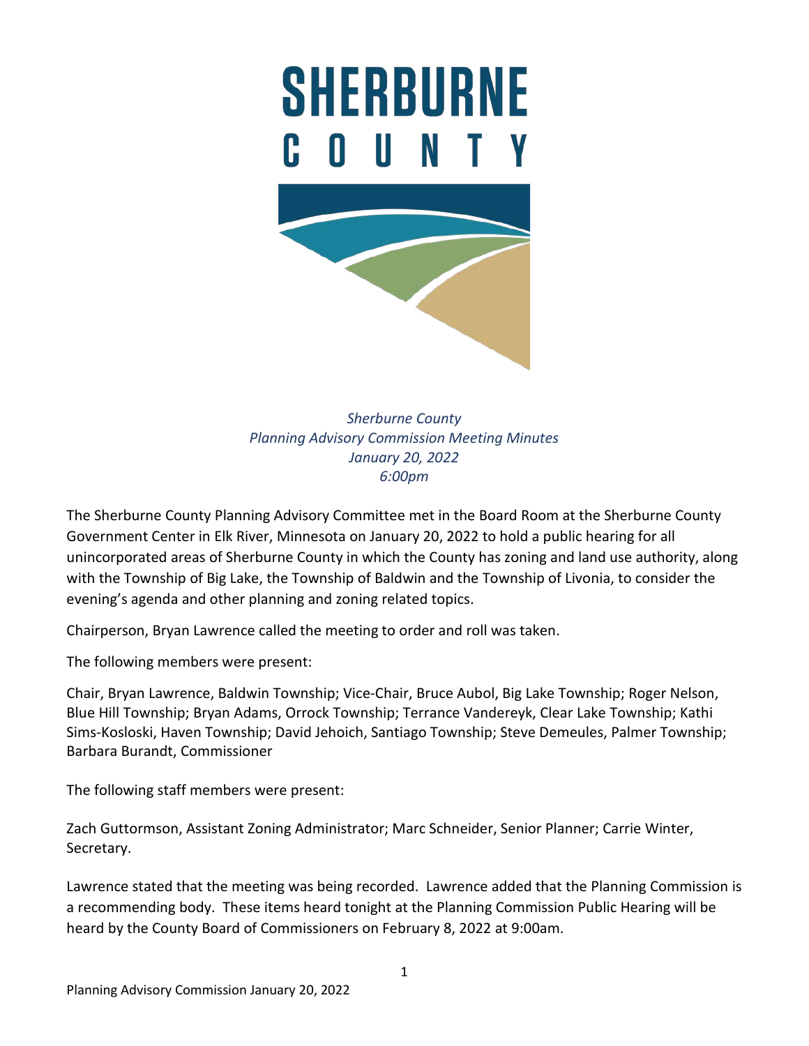# SHERBURNE COUNTY

*Sherburne County*
*Planning Advisory Commission Meeting Minutes*
*January 20, 2022*
*6:00pm*

The Sherburne County Planning Advisory Committee met in the Board Room at the Sherburne County Government Center in Elk River, Minnesota on January 20, 2022 to hold a public hearing for all unincorporated areas of Sherburne County in which the County has zoning and land use authority, along with the Township of Big Lake, the Township of Baldwin and the Township of Livonia, to consider the evening's agenda and other planning and zoning related topics.

Chairperson, Bryan Lawrence called the meeting to order and roll was taken.

The following members were present:

Chair, Bryan Lawrence, Baldwin Township; Vice-Chair, Bruce Aubol, Big Lake Township; Roger Nelson, Blue Hill Township; Bryan Adams, Orrock Township; Terrance Vandereyk, Clear Lake Township; Kathi Sims-Kosloski, Haven Township; David Jehoich, Santiago Township; Steve Demeules, Palmer Township; Barbara Burandt, Commissioner

The following staff members were present:

Zach Guttormson, Assistant Zoning Administrator; Marc Schneider, Senior Planner; Carrie Winter, Secretary.

Lawrence stated that the meeting was being recorded. Lawrence added that the Planning Commission is a recommending body. These items heard tonight at the Planning Commission Public Hearing will be heard by the County Board of Commissioners on February 8, 2022 at 9:00am.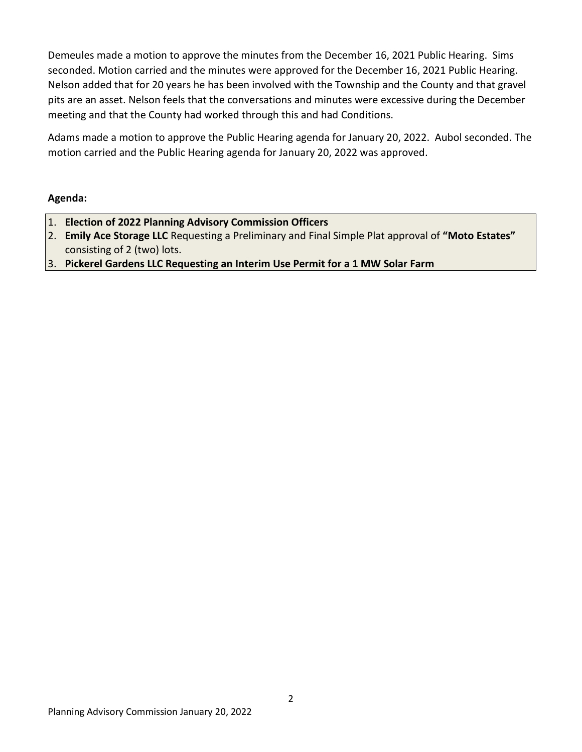Demeules made a motion to approve the minutes from the December 16, 2021 Public Hearing. Sims seconded. Motion carried and the minutes were approved for the December 16, 2021 Public Hearing. Nelson added that for 20 years he has been involved with the Township and the County and that gravel pits are an asset. Nelson feels that the conversations and minutes were excessive during the December meeting and that the County had worked through this and had Conditions.

Adams made a motion to approve the Public Hearing agenda for January 20, 2022. Aubol seconded. The motion carried and the Public Hearing agenda for January 20, 2022 was approved.

**Agenda:**

1. **Election of 2022 Planning Advisory Commission Officers**
2. **Emily Ace Storage LLC** Requesting a Preliminary and Final Simple Plat approval of **"Moto Estates"** consisting of 2 (two) lots.
3. **Pickerel Gardens LLC Requesting an Interim Use Permit for a 1 MW Solar Farm**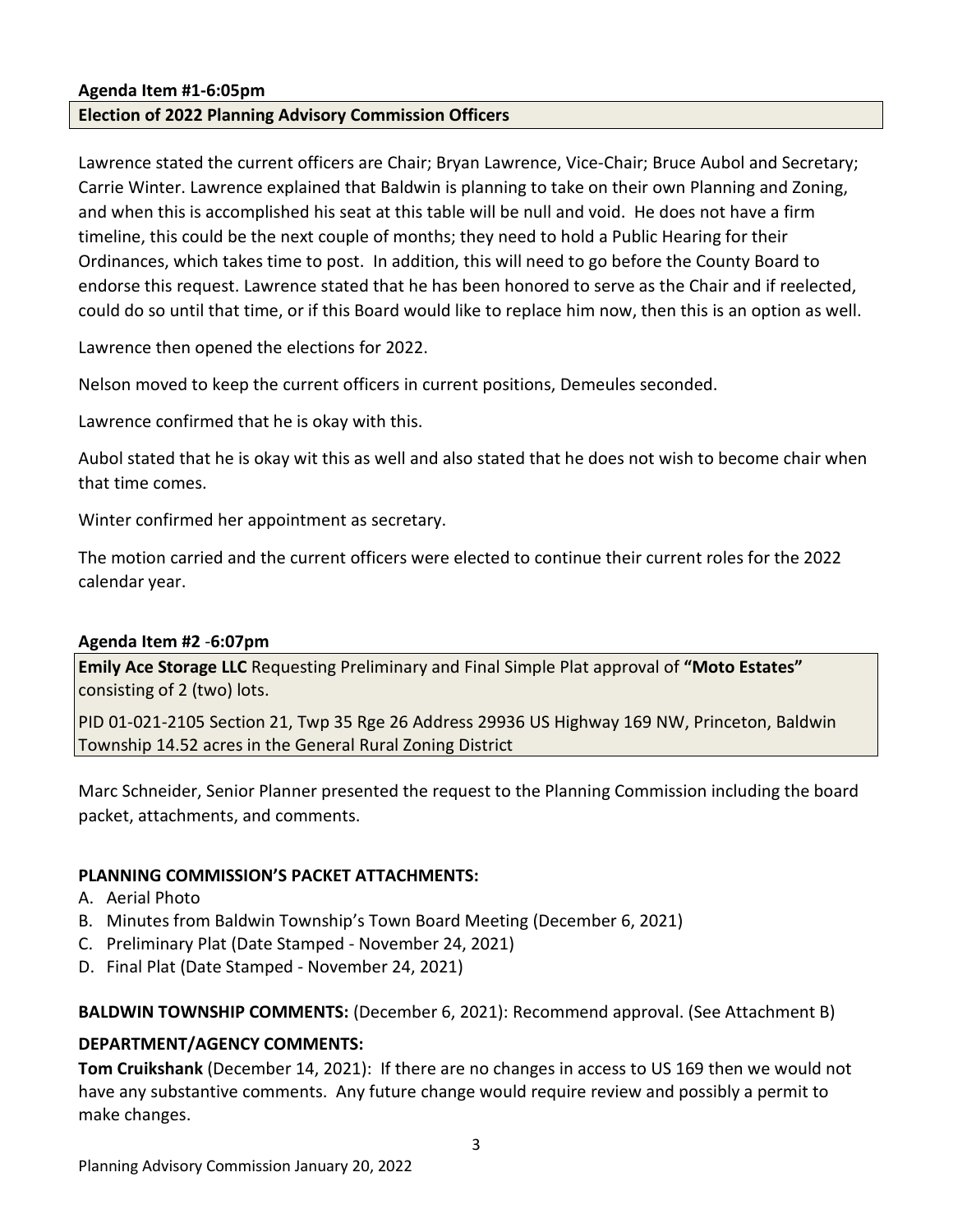**Agenda Item #1-6:05pm**

**Election of 2022 Planning Advisory Commission Officers**

Lawrence stated the current officers are Chair; Bryan Lawrence, Vice-Chair; Bruce Aubol and Secretary; Carrie Winter. Lawrence explained that Baldwin is planning to take on their own Planning and Zoning, and when this is accomplished his seat at this table will be null and void. He does not have a firm timeline, this could be the next couple of months; they need to hold a Public Hearing for their Ordinances, which takes time to post. In addition, this will need to go before the County Board to endorse this request. Lawrence stated that he has been honored to serve as the Chair and if reelected, could do so until that time, or if this Board would like to replace him now, then this is an option as well.

Lawrence then opened the elections for 2022.

Nelson moved to keep the current officers in current positions, Demeules seconded.

Lawrence confirmed that he is okay with this.

Aubol stated that he is okay wit this as well and also stated that he does not wish to become chair when that time comes.

Winter confirmed her appointment as secretary.

The motion carried and the current officers were elected to continue their current roles for the 2022 calendar year.

**Agenda Item #2 -6:07pm**

**Emily Ace Storage LLC** Requesting Preliminary and Final Simple Plat approval of **"Moto Estates"** consisting of 2 (two) lots.

PID 01-021-2105 Section 21, Twp 35 Rge 26 Address 29936 US Highway 169 NW, Princeton, Baldwin Township 14.52 acres in the General Rural Zoning District

Marc Schneider, Senior Planner presented the request to the Planning Commission including the board packet, attachments, and comments.

**PLANNING COMMISSION'S PACKET ATTACHMENTS:**

A. Aerial Photo
B. Minutes from Baldwin Township's Town Board Meeting (December 6, 2021)
C. Preliminary Plat (Date Stamped - November 24, 2021)
D. Final Plat (Date Stamped - November 24, 2021)

**BALDWIN TOWNSHIP COMMENTS:** (December 6, 2021): Recommend approval. (See Attachment B)

**DEPARTMENT/AGENCY COMMENTS:**

**Tom Cruikshank** (December 14, 2021): If there are no changes in access to US 169 then we would not have any substantive comments. Any future change would require review and possibly a permit to make changes.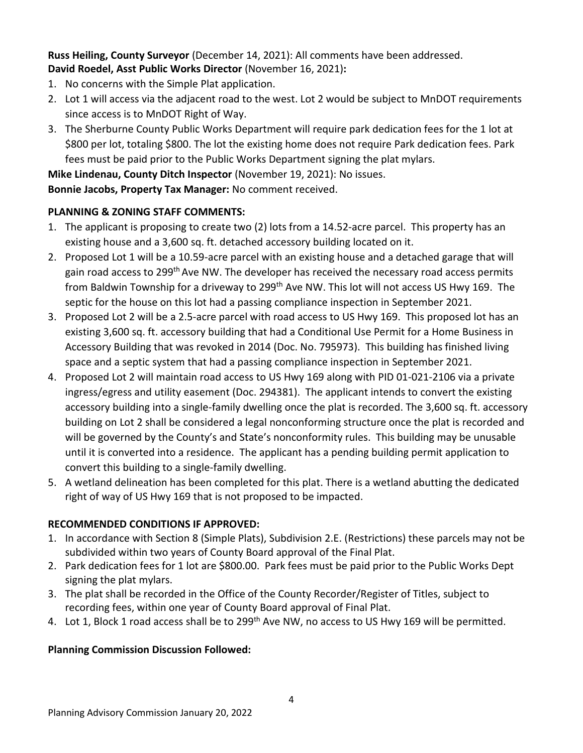**Russ Heiling, County Surveyor** (December 14, 2021): All comments have been addressed.

**David Roedel, Asst Public Works Director** (November 16, 2021)**:**

1. No concerns with the Simple Plat application.
2. Lot 1 will access via the adjacent road to the west. Lot 2 would be subject to MnDOT requirements since access is to MnDOT Right of Way.
3. The Sherburne County Public Works Department will require park dedication fees for the 1 lot at \$800 per lot, totaling \$800. The lot the existing home does not require Park dedication fees. Park fees must be paid prior to the Public Works Department signing the plat mylars.

**Mike Lindenau, County Ditch Inspector** (November 19, 2021): No issues.

**Bonnie Jacobs, Property Tax Manager:** No comment received.

**PLANNING & ZONING STAFF COMMENTS:**

1. The applicant is proposing to create two (2) lots from a 14.52-acre parcel. This property has an existing house and a 3,600 sq. ft. detached accessory building located on it.
2. Proposed Lot 1 will be a 10.59-acre parcel with an existing house and a detached garage that will gain road access to 299th Ave NW. The developer has received the necessary road access permits from Baldwin Township for a driveway to 299th Ave NW. This lot will not access US Hwy 169. The septic for the house on this lot had a passing compliance inspection in September 2021.
3. Proposed Lot 2 will be a 2.5-acre parcel with road access to US Hwy 169. This proposed lot has an existing 3,600 sq. ft. accessory building that had a Conditional Use Permit for a Home Business in Accessory Building that was revoked in 2014 (Doc. No. 795973). This building has finished living space and a septic system that had a passing compliance inspection in September 2021.
4. Proposed Lot 2 will maintain road access to US Hwy 169 along with PID 01-021-2106 via a private ingress/egress and utility easement (Doc. 294381). The applicant intends to convert the existing accessory building into a single-family dwelling once the plat is recorded. The 3,600 sq. ft. accessory building on Lot 2 shall be considered a legal nonconforming structure once the plat is recorded and will be governed by the County's and State's nonconformity rules. This building may be unusable until it is converted into a residence. The applicant has a pending building permit application to convert this building to a single-family dwelling.
5. A wetland delineation has been completed for this plat. There is a wetland abutting the dedicated right of way of US Hwy 169 that is not proposed to be impacted.

**RECOMMENDED CONDITIONS IF APPROVED:**

1. In accordance with Section 8 (Simple Plats), Subdivision 2.E. (Restrictions) these parcels may not be subdivided within two years of County Board approval of the Final Plat.
2. Park dedication fees for 1 lot are \$800.00. Park fees must be paid prior to the Public Works Dept signing the plat mylars.
3. The plat shall be recorded in the Office of the County Recorder/Register of Titles, subject to recording fees, within one year of County Board approval of Final Plat.
4. Lot 1, Block 1 road access shall be to 299th Ave NW, no access to US Hwy 169 will be permitted.

**Planning Commission Discussion Followed:**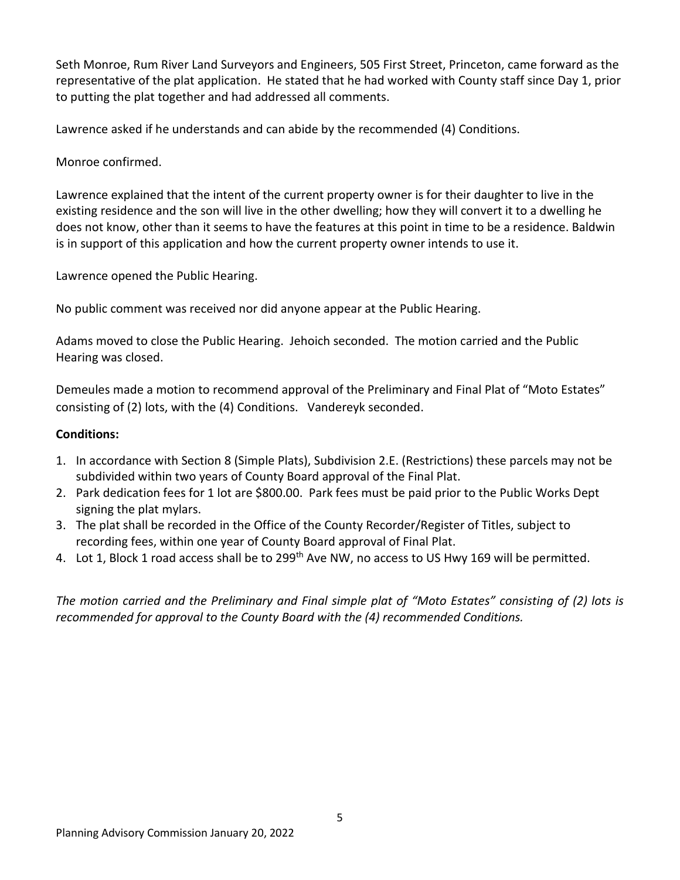Seth Monroe, Rum River Land Surveyors and Engineers, 505 First Street, Princeton, came forward as the representative of the plat application. He stated that he had worked with County staff since Day 1, prior to putting the plat together and had addressed all comments.

Lawrence asked if he understands and can abide by the recommended (4) Conditions.

Monroe confirmed.

Lawrence explained that the intent of the current property owner is for their daughter to live in the existing residence and the son will live in the other dwelling; how they will convert it to a dwelling he does not know, other than it seems to have the features at this point in time to be a residence. Baldwin is in support of this application and how the current property owner intends to use it.

Lawrence opened the Public Hearing.

No public comment was received nor did anyone appear at the Public Hearing.

Adams moved to close the Public Hearing. Jehoich seconded. The motion carried and the Public Hearing was closed.

Demeules made a motion to recommend approval of the Preliminary and Final Plat of "Moto Estates" consisting of (2) lots, with the (4) Conditions. Vandereyk seconded.

**Conditions:**

1. In accordance with Section 8 (Simple Plats), Subdivision 2.E. (Restrictions) these parcels may not be subdivided within two years of County Board approval of the Final Plat.
2. Park dedication fees for 1 lot are $800.00. Park fees must be paid prior to the Public Works Dept signing the plat mylars.
3. The plat shall be recorded in the Office of the County Recorder/Register of Titles, subject to recording fees, within one year of County Board approval of Final Plat.
4. Lot 1, Block 1 road access shall be to 299th Ave NW, no access to US Hwy 169 will be permitted.

*The motion carried and the Preliminary and Final simple plat of "Moto Estates" consisting of (2) lots is recommended for approval to the County Board with the (4) recommended Conditions.*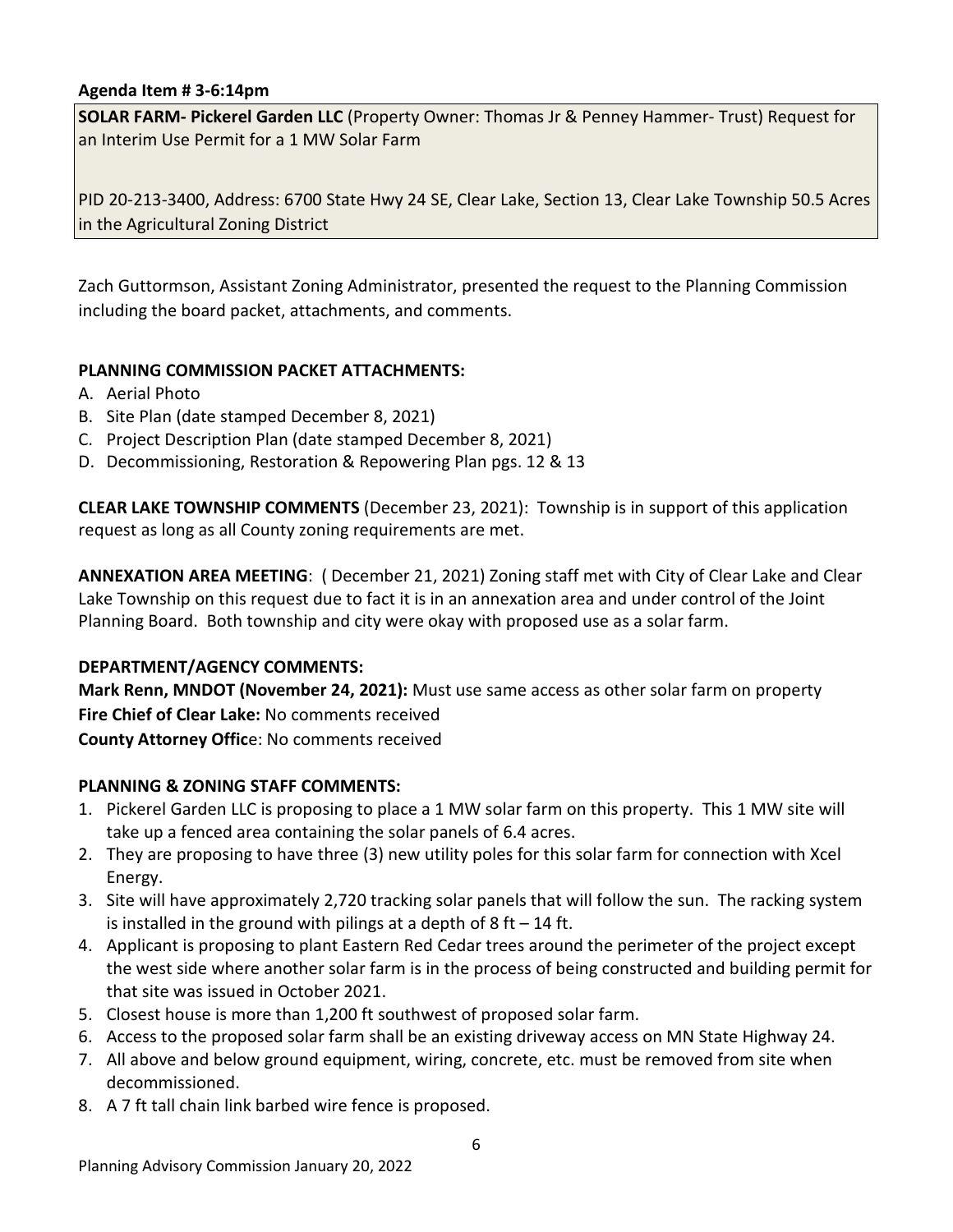**Agenda Item # 3-6:14pm**

**SOLAR FARM- Pickerel Garden LLC** (Property Owner: Thomas Jr & Penney Hammer- Trust) Request for an Interim Use Permit for a 1 MW Solar Farm

PID 20-213-3400, Address: 6700 State Hwy 24 SE, Clear Lake, Section 13, Clear Lake Township 50.5 Acres in the Agricultural Zoning District

Zach Guttormson, Assistant Zoning Administrator, presented the request to the Planning Commission including the board packet, attachments, and comments.

**PLANNING COMMISSION PACKET ATTACHMENTS:**

A. Aerial Photo
B. Site Plan (date stamped December 8, 2021)
C. Project Description Plan (date stamped December 8, 2021)
D. Decommissioning, Restoration & Repowering Plan pgs. 12 & 13

**CLEAR LAKE TOWNSHIP COMMENTS** (December 23, 2021): Township is in support of this application request as long as all County zoning requirements are met.

**ANNEXATION AREA MEETING**: ( December 21, 2021) Zoning staff met with City of Clear Lake and Clear Lake Township on this request due to fact it is in an annexation area and under control of the Joint Planning Board. Both township and city were okay with proposed use as a solar farm.

**DEPARTMENT/AGENCY COMMENTS:**

**Mark Renn, MNDOT (November 24, 2021):** Must use same access as other solar farm on property
**Fire Chief of Clear Lake:** No comments received
**County Attorney Offic**e: No comments received

**PLANNING & ZONING STAFF COMMENTS:**

1. Pickerel Garden LLC is proposing to place a 1 MW solar farm on this property. This 1 MW site will take up a fenced area containing the solar panels of 6.4 acres.
2. They are proposing to have three (3) new utility poles for this solar farm for connection with Xcel Energy.
3. Site will have approximately 2,720 tracking solar panels that will follow the sun. The racking system is installed in the ground with pilings at a depth of 8 ft – 14 ft.
4. Applicant is proposing to plant Eastern Red Cedar trees around the perimeter of the project except the west side where another solar farm is in the process of being constructed and building permit for that site was issued in October 2021.
5. Closest house is more than 1,200 ft southwest of proposed solar farm.
6. Access to the proposed solar farm shall be an existing driveway access on MN State Highway 24.
7. All above and below ground equipment, wiring, concrete, etc. must be removed from site when decommissioned.
8. A 7 ft tall chain link barbed wire fence is proposed.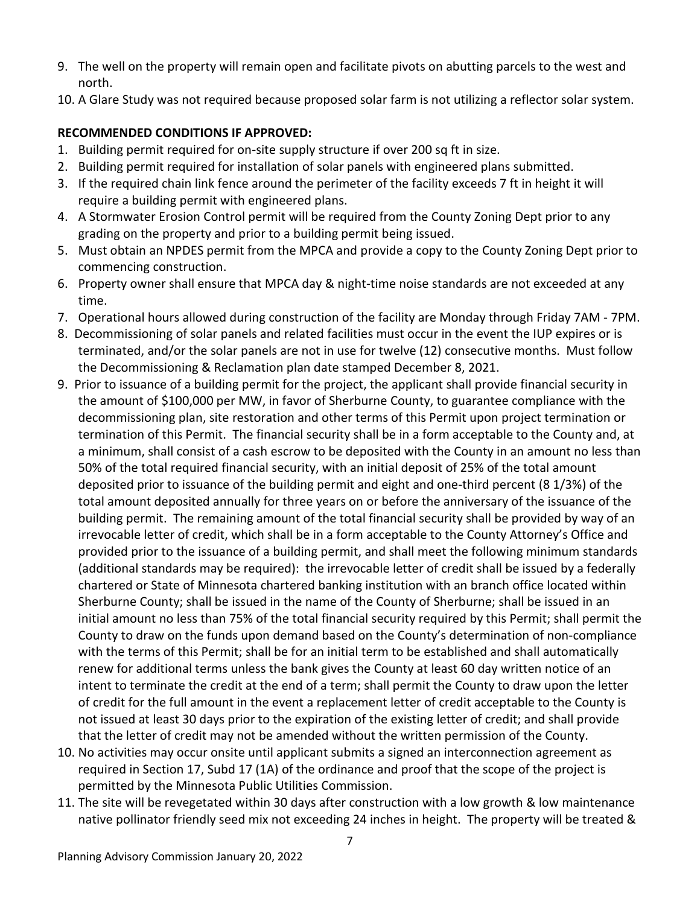9. The well on the property will remain open and facilitate pivots on abutting parcels to the west and north.
10. A Glare Study was not required because proposed solar farm is not utilizing a reflector solar system.

**RECOMMENDED CONDITIONS IF APPROVED:**

1. Building permit required for on-site supply structure if over 200 sq ft in size.
2. Building permit required for installation of solar panels with engineered plans submitted.
3. If the required chain link fence around the perimeter of the facility exceeds 7 ft in height it will require a building permit with engineered plans.
4. A Stormwater Erosion Control permit will be required from the County Zoning Dept prior to any grading on the property and prior to a building permit being issued.
5. Must obtain an NPDES permit from the MPCA and provide a copy to the County Zoning Dept prior to commencing construction.
6. Property owner shall ensure that MPCA day & night-time noise standards are not exceeded at any time.
7. Operational hours allowed during construction of the facility are Monday through Friday 7AM - 7PM.
8. Decommissioning of solar panels and related facilities must occur in the event the IUP expires or is terminated, and/or the solar panels are not in use for twelve (12) consecutive months. Must follow the Decommissioning & Reclamation plan date stamped December 8, 2021.
9. Prior to issuance of a building permit for the project, the applicant shall provide financial security in the amount of $100,000 per MW, in favor of Sherburne County, to guarantee compliance with the decommissioning plan, site restoration and other terms of this Permit upon project termination or termination of this Permit. The financial security shall be in a form acceptable to the County and, at a minimum, shall consist of a cash escrow to be deposited with the County in an amount no less than 50% of the total required financial security, with an initial deposit of 25% of the total amount deposited prior to issuance of the building permit and eight and one-third percent (8 1/3%) of the total amount deposited annually for three years on or before the anniversary of the issuance of the building permit. The remaining amount of the total financial security shall be provided by way of an irrevocable letter of credit, which shall be in a form acceptable to the County Attorney's Office and provided prior to the issuance of a building permit, and shall meet the following minimum standards (additional standards may be required): the irrevocable letter of credit shall be issued by a federally chartered or State of Minnesota chartered banking institution with an branch office located within Sherburne County; shall be issued in the name of the County of Sherburne; shall be issued in an initial amount no less than 75% of the total financial security required by this Permit; shall permit the County to draw on the funds upon demand based on the County's determination of non-compliance with the terms of this Permit; shall be for an initial term to be established and shall automatically renew for additional terms unless the bank gives the County at least 60 day written notice of an intent to terminate the credit at the end of a term; shall permit the County to draw upon the letter of credit for the full amount in the event a replacement letter of credit acceptable to the County is not issued at least 30 days prior to the expiration of the existing letter of credit; and shall provide that the letter of credit may not be amended without the written permission of the County.
10. No activities may occur onsite until applicant submits a signed an interconnection agreement as required in Section 17, Subd 17 (1A) of the ordinance and proof that the scope of the project is permitted by the Minnesota Public Utilities Commission.
11. The site will be revegetated within 30 days after construction with a low growth & low maintenance native pollinator friendly seed mix not exceeding 24 inches in height. The property will be treated &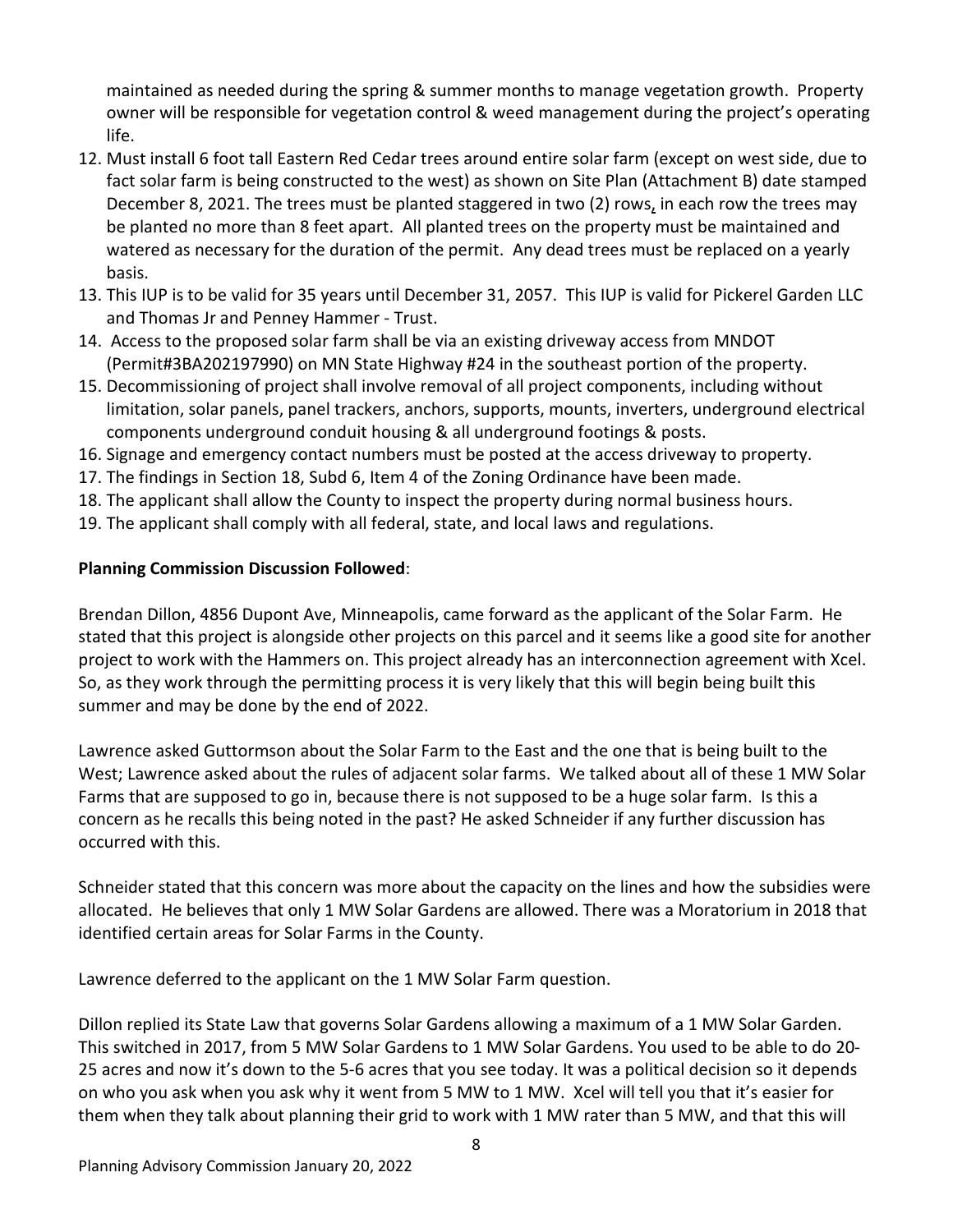maintained as needed during the spring & summer months to manage vegetation growth. Property owner will be responsible for vegetation control & weed management during the project's operating life.

12. Must install 6 foot tall Eastern Red Cedar trees around entire solar farm (except on west side, due to fact solar farm is being constructed to the west) as shown on Site Plan (Attachment B) date stamped December 8, 2021. The trees must be planted staggered in two (2) rows, in each row the trees may be planted no more than 8 feet apart. All planted trees on the property must be maintained and watered as necessary for the duration of the permit. Any dead trees must be replaced on a yearly basis.
13. This IUP is to be valid for 35 years until December 31, 2057. This IUP is valid for Pickerel Garden LLC and Thomas Jr and Penney Hammer - Trust.
14. Access to the proposed solar farm shall be via an existing driveway access from MNDOT (Permit#3BA202197990) on MN State Highway #24 in the southeast portion of the property.
15. Decommissioning of project shall involve removal of all project components, including without limitation, solar panels, panel trackers, anchors, supports, mounts, inverters, underground electrical components underground conduit housing & all underground footings & posts.
16. Signage and emergency contact numbers must be posted at the access driveway to property.
17. The findings in Section 18, Subd 6, Item 4 of the Zoning Ordinance have been made.
18. The applicant shall allow the County to inspect the property during normal business hours.
19. The applicant shall comply with all federal, state, and local laws and regulations.

**Planning Commission Discussion Followed**:

Brendan Dillon, 4856 Dupont Ave, Minneapolis, came forward as the applicant of the Solar Farm. He stated that this project is alongside other projects on this parcel and it seems like a good site for another project to work with the Hammers on. This project already has an interconnection agreement with Xcel. So, as they work through the permitting process it is very likely that this will begin being built this summer and may be done by the end of 2022.

Lawrence asked Guttormson about the Solar Farm to the East and the one that is being built to the West; Lawrence asked about the rules of adjacent solar farms. We talked about all of these 1 MW Solar Farms that are supposed to go in, because there is not supposed to be a huge solar farm. Is this a concern as he recalls this being noted in the past? He asked Schneider if any further discussion has occurred with this.

Schneider stated that this concern was more about the capacity on the lines and how the subsidies were allocated. He believes that only 1 MW Solar Gardens are allowed. There was a Moratorium in 2018 that identified certain areas for Solar Farms in the County.

Lawrence deferred to the applicant on the 1 MW Solar Farm question.

Dillon replied its State Law that governs Solar Gardens allowing a maximum of a 1 MW Solar Garden. This switched in 2017, from 5 MW Solar Gardens to 1 MW Solar Gardens. You used to be able to do 20-25 acres and now it's down to the 5-6 acres that you see today. It was a political decision so it depends on who you ask when you ask why it went from 5 MW to 1 MW. Xcel will tell you that it's easier for them when they talk about planning their grid to work with 1 MW rater than 5 MW, and that this will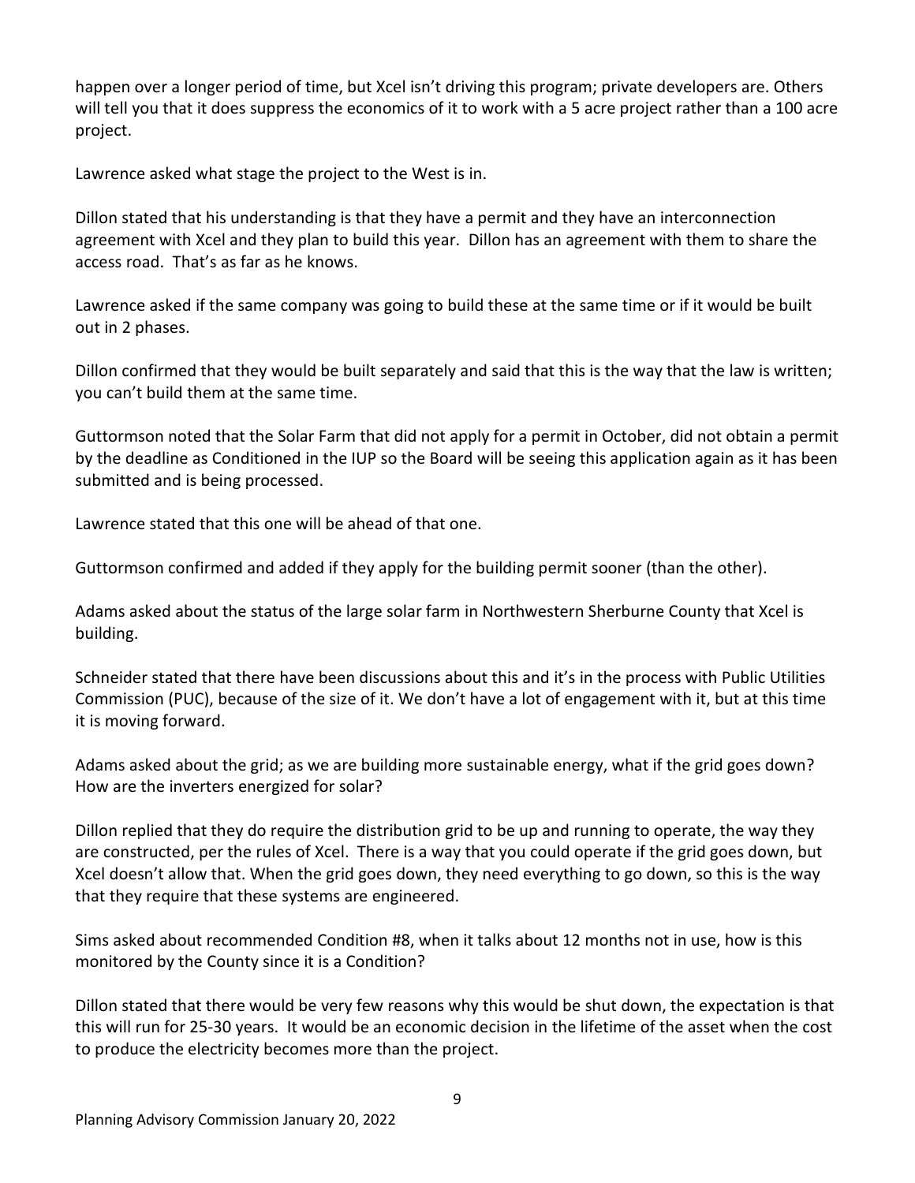happen over a longer period of time, but Xcel isn't driving this program; private developers are. Others will tell you that it does suppress the economics of it to work with a 5 acre project rather than a 100 acre project.

Lawrence asked what stage the project to the West is in.

Dillon stated that his understanding is that they have a permit and they have an interconnection agreement with Xcel and they plan to build this year. Dillon has an agreement with them to share the access road. That's as far as he knows.

Lawrence asked if the same company was going to build these at the same time or if it would be built out in 2 phases.

Dillon confirmed that they would be built separately and said that this is the way that the law is written; you can't build them at the same time.

Guttormson noted that the Solar Farm that did not apply for a permit in October, did not obtain a permit by the deadline as Conditioned in the IUP so the Board will be seeing this application again as it has been submitted and is being processed.

Lawrence stated that this one will be ahead of that one.

Guttormson confirmed and added if they apply for the building permit sooner (than the other).

Adams asked about the status of the large solar farm in Northwestern Sherburne County that Xcel is building.

Schneider stated that there have been discussions about this and it's in the process with Public Utilities Commission (PUC), because of the size of it. We don't have a lot of engagement with it, but at this time it is moving forward.

Adams asked about the grid; as we are building more sustainable energy, what if the grid goes down? How are the inverters energized for solar?

Dillon replied that they do require the distribution grid to be up and running to operate, the way they are constructed, per the rules of Xcel. There is a way that you could operate if the grid goes down, but Xcel doesn't allow that. When the grid goes down, they need everything to go down, so this is the way that they require that these systems are engineered.

Sims asked about recommended Condition #8, when it talks about 12 months not in use, how is this monitored by the County since it is a Condition?

Dillon stated that there would be very few reasons why this would be shut down, the expectation is that this will run for 25-30 years. It would be an economic decision in the lifetime of the asset when the cost to produce the electricity becomes more than the project.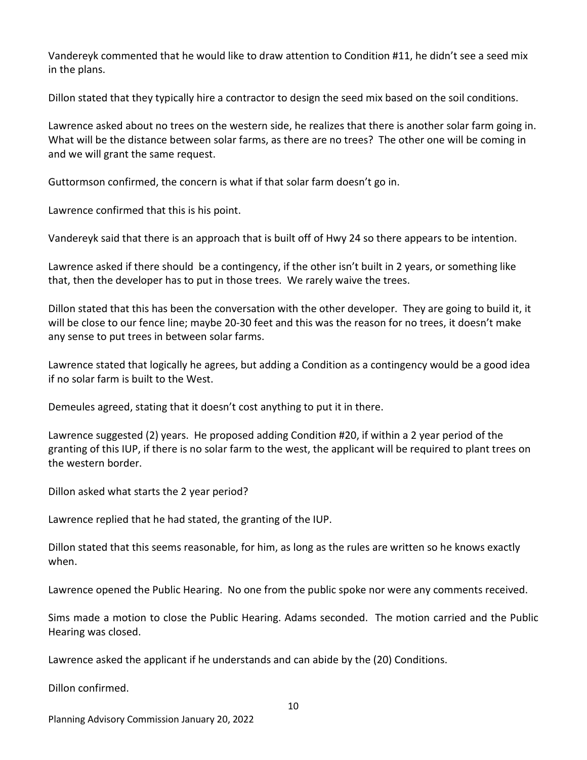Vandereyk commented that he would like to draw attention to Condition #11, he didn't see a seed mix in the plans.

Dillon stated that they typically hire a contractor to design the seed mix based on the soil conditions.

Lawrence asked about no trees on the western side, he realizes that there is another solar farm going in. What will be the distance between solar farms, as there are no trees? The other one will be coming in and we will grant the same request.

Guttormson confirmed, the concern is what if that solar farm doesn't go in.

Lawrence confirmed that this is his point.

Vandereyk said that there is an approach that is built off of Hwy 24 so there appears to be intention.

Lawrence asked if there should be a contingency, if the other isn't built in 2 years, or something like that, then the developer has to put in those trees. We rarely waive the trees.

Dillon stated that this has been the conversation with the other developer. They are going to build it, it will be close to our fence line; maybe 20-30 feet and this was the reason for no trees, it doesn't make any sense to put trees in between solar farms.

Lawrence stated that logically he agrees, but adding a Condition as a contingency would be a good idea if no solar farm is built to the West.

Demeules agreed, stating that it doesn't cost anything to put it in there.

Lawrence suggested (2) years. He proposed adding Condition #20, if within a 2 year period of the granting of this IUP, if there is no solar farm to the west, the applicant will be required to plant trees on the western border.

Dillon asked what starts the 2 year period?

Lawrence replied that he had stated, the granting of the IUP.

Dillon stated that this seems reasonable, for him, as long as the rules are written so he knows exactly when.

Lawrence opened the Public Hearing. No one from the public spoke nor were any comments received.

Sims made a motion to close the Public Hearing. Adams seconded. The motion carried and the Public Hearing was closed.

Lawrence asked the applicant if he understands and can abide by the (20) Conditions.

Dillon confirmed.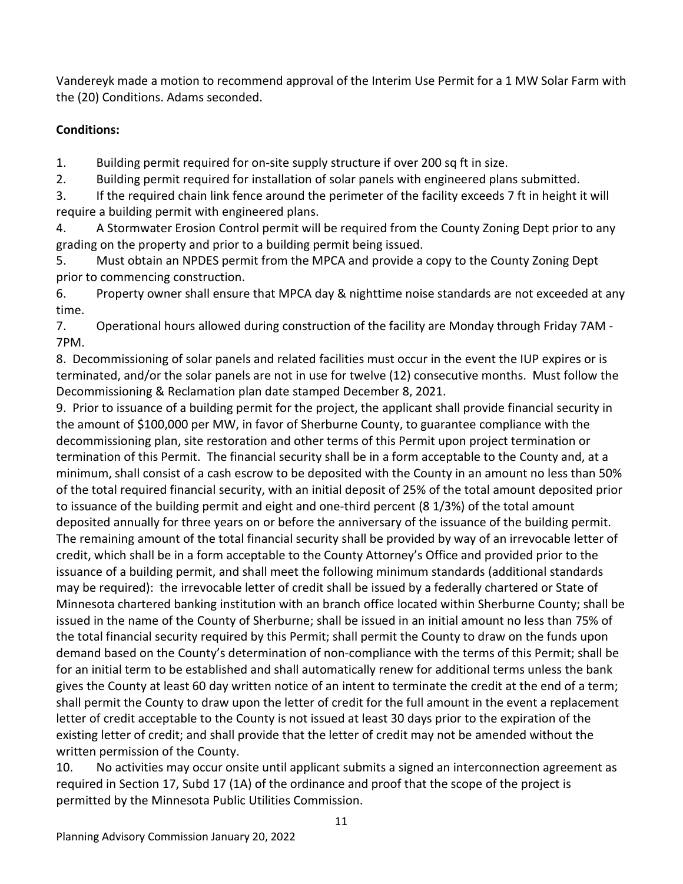Vandereyk made a motion to recommend approval of the Interim Use Permit for a 1 MW Solar Farm with the (20) Conditions. Adams seconded.

**Conditions:**

1. Building permit required for on-site supply structure if over 200 sq ft in size.
2. Building permit required for installation of solar panels with engineered plans submitted.
3. If the required chain link fence around the perimeter of the facility exceeds 7 ft in height it will require a building permit with engineered plans.
4. A Stormwater Erosion Control permit will be required from the County Zoning Dept prior to any grading on the property and prior to a building permit being issued.
5. Must obtain an NPDES permit from the MPCA and provide a copy to the County Zoning Dept prior to commencing construction.
6. Property owner shall ensure that MPCA day & nighttime noise standards are not exceeded at any time.
7. Operational hours allowed during construction of the facility are Monday through Friday 7AM - 7PM.
8. Decommissioning of solar panels and related facilities must occur in the event the IUP expires or is terminated, and/or the solar panels are not in use for twelve (12) consecutive months. Must follow the Decommissioning & Reclamation plan date stamped December 8, 2021.
9. Prior to issuance of a building permit for the project, the applicant shall provide financial security in the amount of $100,000 per MW, in favor of Sherburne County, to guarantee compliance with the decommissioning plan, site restoration and other terms of this Permit upon project termination or termination of this Permit. The financial security shall be in a form acceptable to the County and, at a minimum, shall consist of a cash escrow to be deposited with the County in an amount no less than 50% of the total required financial security, with an initial deposit of 25% of the total amount deposited prior to issuance of the building permit and eight and one-third percent (8 1/3%) of the total amount deposited annually for three years on or before the anniversary of the issuance of the building permit. The remaining amount of the total financial security shall be provided by way of an irrevocable letter of credit, which shall be in a form acceptable to the County Attorney's Office and provided prior to the issuance of a building permit, and shall meet the following minimum standards (additional standards may be required): the irrevocable letter of credit shall be issued by a federally chartered or State of Minnesota chartered banking institution with an branch office located within Sherburne County; shall be issued in the name of the County of Sherburne; shall be issued in an initial amount no less than 75% of the total financial security required by this Permit; shall permit the County to draw on the funds upon demand based on the County's determination of non-compliance with the terms of this Permit; shall be for an initial term to be established and shall automatically renew for additional terms unless the bank gives the County at least 60 day written notice of an intent to terminate the credit at the end of a term; shall permit the County to draw upon the letter of credit for the full amount in the event a replacement letter of credit acceptable to the County is not issued at least 30 days prior to the expiration of the existing letter of credit; and shall provide that the letter of credit may not be amended without the written permission of the County.
10. No activities may occur onsite until applicant submits a signed an interconnection agreement as required in Section 17, Subd 17 (1A) of the ordinance and proof that the scope of the project is permitted by the Minnesota Public Utilities Commission.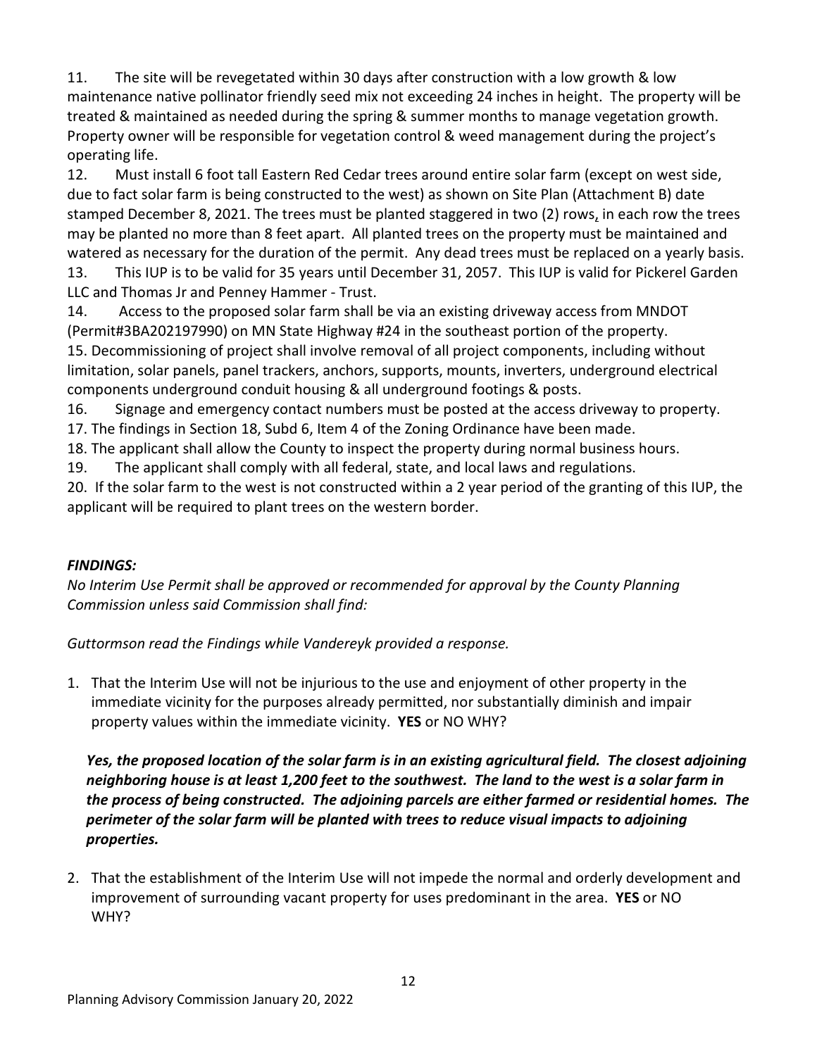11. The site will be revegetated within 30 days after construction with a low growth & low maintenance native pollinator friendly seed mix not exceeding 24 inches in height. The property will be treated & maintained as needed during the spring & summer months to manage vegetation growth. Property owner will be responsible for vegetation control & weed management during the project's operating life.
12. Must install 6 foot tall Eastern Red Cedar trees around entire solar farm (except on west side, due to fact solar farm is being constructed to the west) as shown on Site Plan (Attachment B) date stamped December 8, 2021. The trees must be planted staggered in two (2) rows, in each row the trees may be planted no more than 8 feet apart. All planted trees on the property must be maintained and watered as necessary for the duration of the permit. Any dead trees must be replaced on a yearly basis.
13. This IUP is to be valid for 35 years until December 31, 2057. This IUP is valid for Pickerel Garden LLC and Thomas Jr and Penney Hammer - Trust.
14. Access to the proposed solar farm shall be via an existing driveway access from MNDOT (Permit#3BA202197990) on MN State Highway #24 in the southeast portion of the property.
15. Decommissioning of project shall involve removal of all project components, including without limitation, solar panels, panel trackers, anchors, supports, mounts, inverters, underground electrical components underground conduit housing & all underground footings & posts.
16. Signage and emergency contact numbers must be posted at the access driveway to property.
17. The findings in Section 18, Subd 6, Item 4 of the Zoning Ordinance have been made.
18. The applicant shall allow the County to inspect the property during normal business hours.
19. The applicant shall comply with all federal, state, and local laws and regulations.
20. If the solar farm to the west is not constructed within a 2 year period of the granting of this IUP, the applicant will be required to plant trees on the western border.

***FINDINGS:***

*No Interim Use Permit shall be approved or recommended for approval by the County Planning Commission unless said Commission shall find:*

*Guttormson read the Findings while Vandereyk provided a response.*

1. That the Interim Use will not be injurious to the use and enjoyment of other property in the immediate vicinity for the purposes already permitted, nor substantially diminish and impair property values within the immediate vicinity. **YES** or NO WHY?

   ***Yes, the proposed location of the solar farm is in an existing agricultural field. The closest adjoining neighboring house is at least 1,200 feet to the southwest. The land to the west is a solar farm in the process of being constructed. The adjoining parcels are either farmed or residential homes. The perimeter of the solar farm will be planted with trees to reduce visual impacts to adjoining properties.***

2. That the establishment of the Interim Use will not impede the normal and orderly development and improvement of surrounding vacant property for uses predominant in the area. **YES** or NO WHY?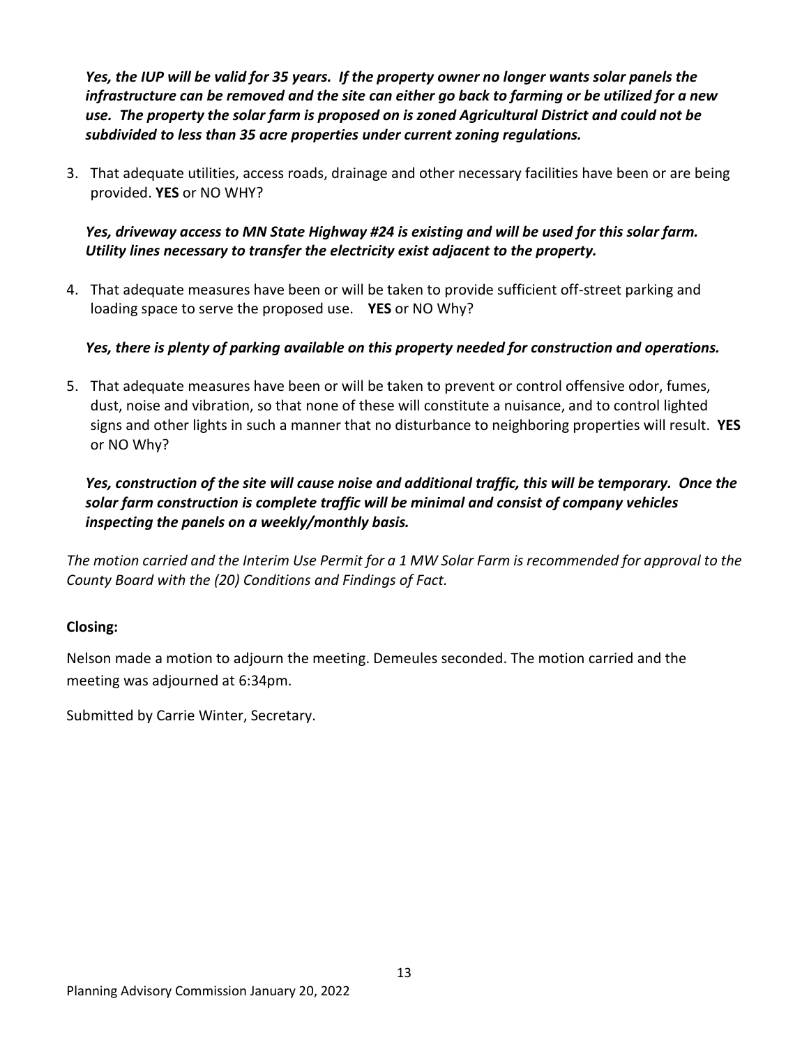***Yes, the IUP will be valid for 35 years. If the property owner no longer wants solar panels the infrastructure can be removed and the site can either go back to farming or be utilized for a new use. The property the solar farm is proposed on is zoned Agricultural District and could not be subdivided to less than 35 acre properties under current zoning regulations.***

3. That adequate utilities, access roads, drainage and other necessary facilities have been or are being provided. **YES** or NO WHY?

   ***Yes, driveway access to MN State Highway #24 is existing and will be used for this solar farm. Utility lines necessary to transfer the electricity exist adjacent to the property.***

4. That adequate measures have been or will be taken to provide sufficient off-street parking and loading space to serve the proposed use. **YES** or NO Why?

   ***Yes, there is plenty of parking available on this property needed for construction and operations.***

5. That adequate measures have been or will be taken to prevent or control offensive odor, fumes, dust, noise and vibration, so that none of these will constitute a nuisance, and to control lighted signs and other lights in such a manner that no disturbance to neighboring properties will result. **YES** or NO Why?

   ***Yes, construction of the site will cause noise and additional traffic, this will be temporary. Once the solar farm construction is complete traffic will be minimal and consist of company vehicles inspecting the panels on a weekly/monthly basis.***

*The motion carried and the Interim Use Permit for a 1 MW Solar Farm is recommended for approval to the County Board with the (20) Conditions and Findings of Fact.*

**Closing:**

Nelson made a motion to adjourn the meeting. Demeules seconded. The motion carried and the meeting was adjourned at 6:34pm.

Submitted by Carrie Winter, Secretary.